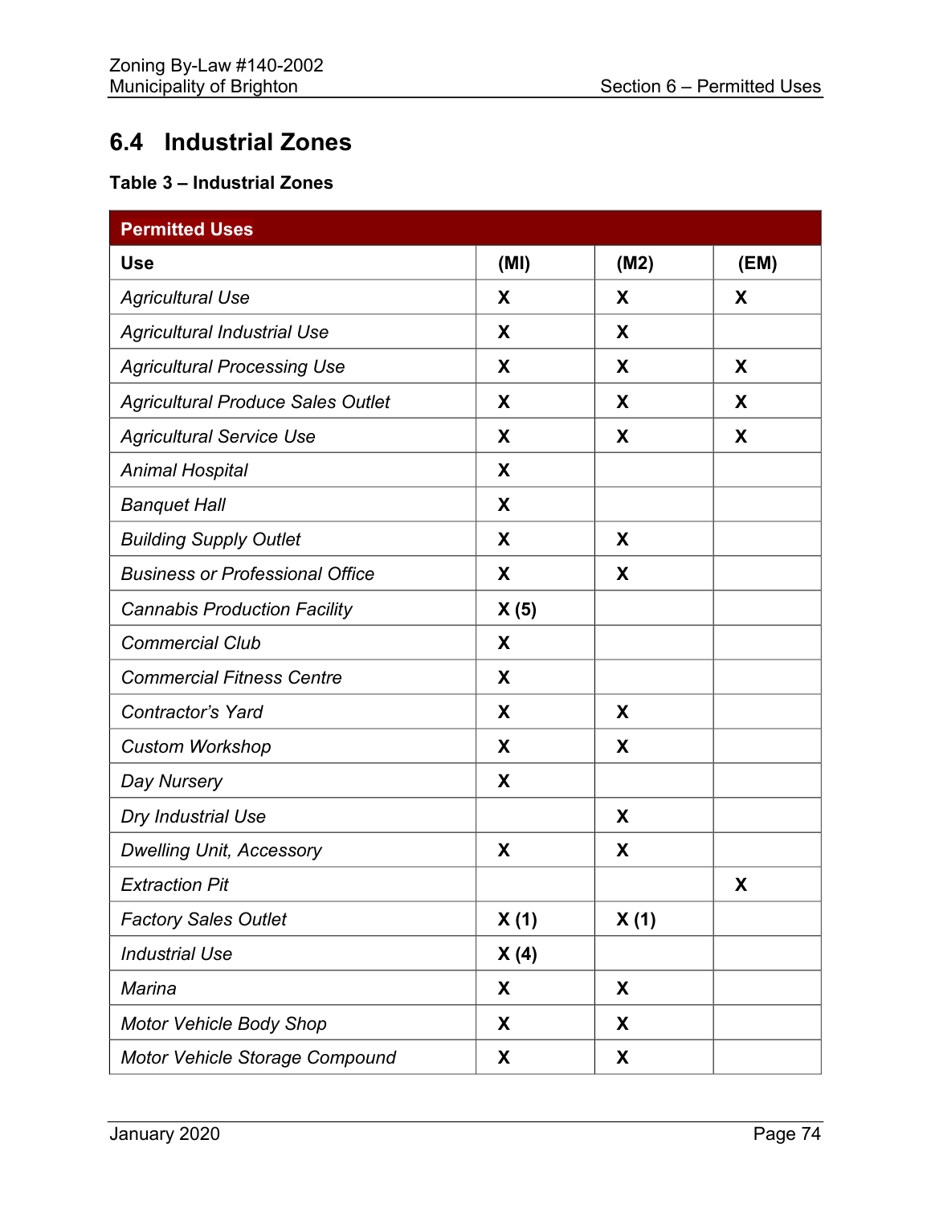## 6.4 Industrial Zones

**Table 3 – Industrial Zones**

| **Permitted Uses** | | | |
|---|---|---|---|
| **Use** | **(MI)** | **(M2)** | **(EM)** |
| *Agricultural Use* | **X** | **X** | **X** |
| *Agricultural Industrial Use* | **X** | **X** | |
| *Agricultural Processing Use* | **X** | **X** | **X** |
| *Agricultural Produce Sales Outlet* | **X** | **X** | **X** |
| *Agricultural Service Use* | **X** | **X** | **X** |
| *Animal Hospital* | **X** | | |
| *Banquet Hall* | **X** | | |
| *Building Supply Outlet* | **X** | **X** | |
| *Business or Professional Office* | **X** | **X** | |
| *Cannabis Production Facility* | **X (5)** | | |
| *Commercial Club* | **X** | | |
| *Commercial Fitness Centre* | **X** | | |
| *Contractor's Yard* | **X** | **X** | |
| *Custom Workshop* | **X** | **X** | |
| *Day Nursery* | **X** | | |
| *Dry Industrial Use* | | **X** | |
| *Dwelling Unit, Accessory* | **X** | **X** | |
| *Extraction Pit* | | | **X** |
| *Factory Sales Outlet* | **X (1)** | **X (1)** | |
| *Industrial Use* | **X (4)** | | |
| *Marina* | **X** | **X** | |
| *Motor Vehicle Body Shop* | **X** | **X** | |
| *Motor Vehicle Storage Compound* | **X** | **X** | |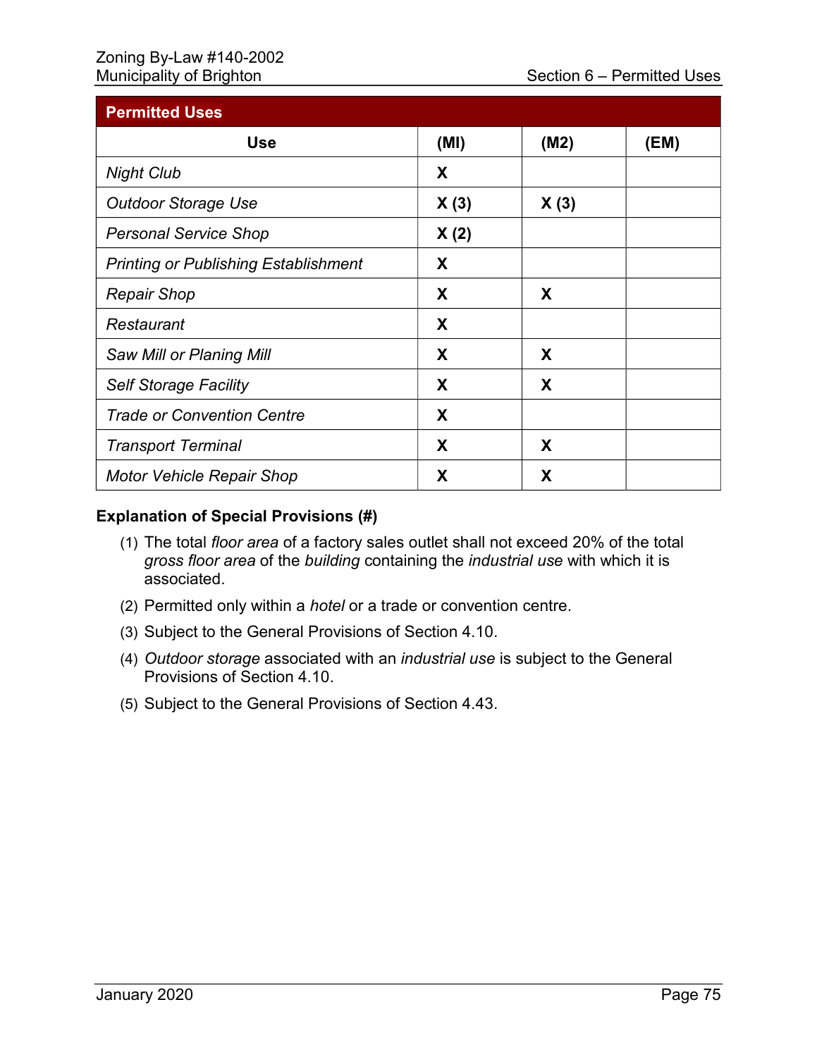| Permitted Uses | | | |
|---|---|---|---|
| **Use** | **(MI)** | **(M2)** | **(EM)** |
| *Night Club* | **X** | | |
| *Outdoor Storage Use* | **X (3)** | **X (3)** | |
| *Personal Service Shop* | **X (2)** | | |
| *Printing or Publishing Establishment* | **X** | | |
| *Repair Shop* | **X** | **X** | |
| *Restaurant* | **X** | | |
| *Saw Mill or Planing Mill* | **X** | **X** | |
| *Self Storage Facility* | **X** | **X** | |
| *Trade or Convention Centre* | **X** | | |
| *Transport Terminal* | **X** | **X** | |
| *Motor Vehicle Repair Shop* | **X** | **X** | |

**Explanation of Special Provisions (#)**

(1) The total *floor area* of a factory sales outlet shall not exceed 20% of the total *gross floor area* of the *building* containing the *industrial use* with which it is associated.

(2) Permitted only within a *hotel* or a trade or convention centre.

(3) Subject to the General Provisions of Section 4.10.

(4) *Outdoor storage* associated with an *industrial use* is subject to the General Provisions of Section 4.10.

(5) Subject to the General Provisions of Section 4.43.